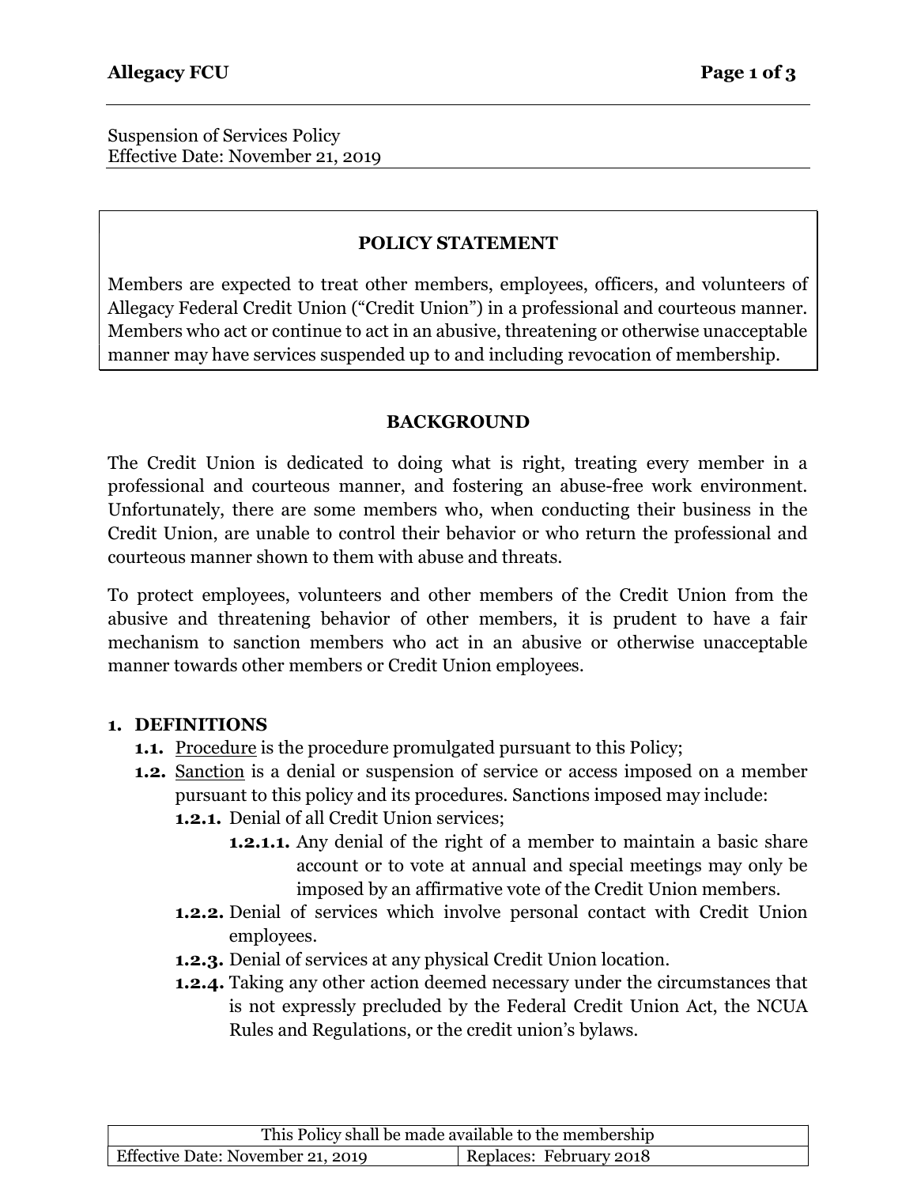Suspension of Services Policy
Effective Date: November 21, 2019

## POLICY STATEMENT

Members are expected to treat other members, employees, officers, and volunteers of Allegacy Federal Credit Union ("Credit Union") in a professional and courteous manner. Members who act or continue to act in an abusive, threatening or otherwise unacceptable manner may have services suspended up to and including revocation of membership.

## BACKGROUND

The Credit Union is dedicated to doing what is right, treating every member in a professional and courteous manner, and fostering an abuse-free work environment. Unfortunately, there are some members who, when conducting their business in the Credit Union, are unable to control their behavior or who return the professional and courteous manner shown to them with abuse and threats.

To protect employees, volunteers and other members of the Credit Union from the abusive and threatening behavior of other members, it is prudent to have a fair mechanism to sanction members who act in an abusive or otherwise unacceptable manner towards other members or Credit Union employees.

## 1. DEFINITIONS

- **1.1.** Procedure is the procedure promulgated pursuant to this Policy;
- **1.2.** Sanction is a denial or suspension of service or access imposed on a member pursuant to this policy and its procedures. Sanctions imposed may include:
  - **1.2.1.** Denial of all Credit Union services;
    - **1.2.1.1.** Any denial of the right of a member to maintain a basic share account or to vote at annual and special meetings may only be imposed by an affirmative vote of the Credit Union members.
  - **1.2.2.** Denial of services which involve personal contact with Credit Union employees.
  - **1.2.3.** Denial of services at any physical Credit Union location.
  - **1.2.4.** Taking any other action deemed necessary under the circumstances that is not expressly precluded by the Federal Credit Union Act, the NCUA Rules and Regulations, or the credit union's bylaws.

| This Policy shall be made available to the membership | |
|---|---|
| Effective Date: November 21, 2019 | Replaces: February 2018 |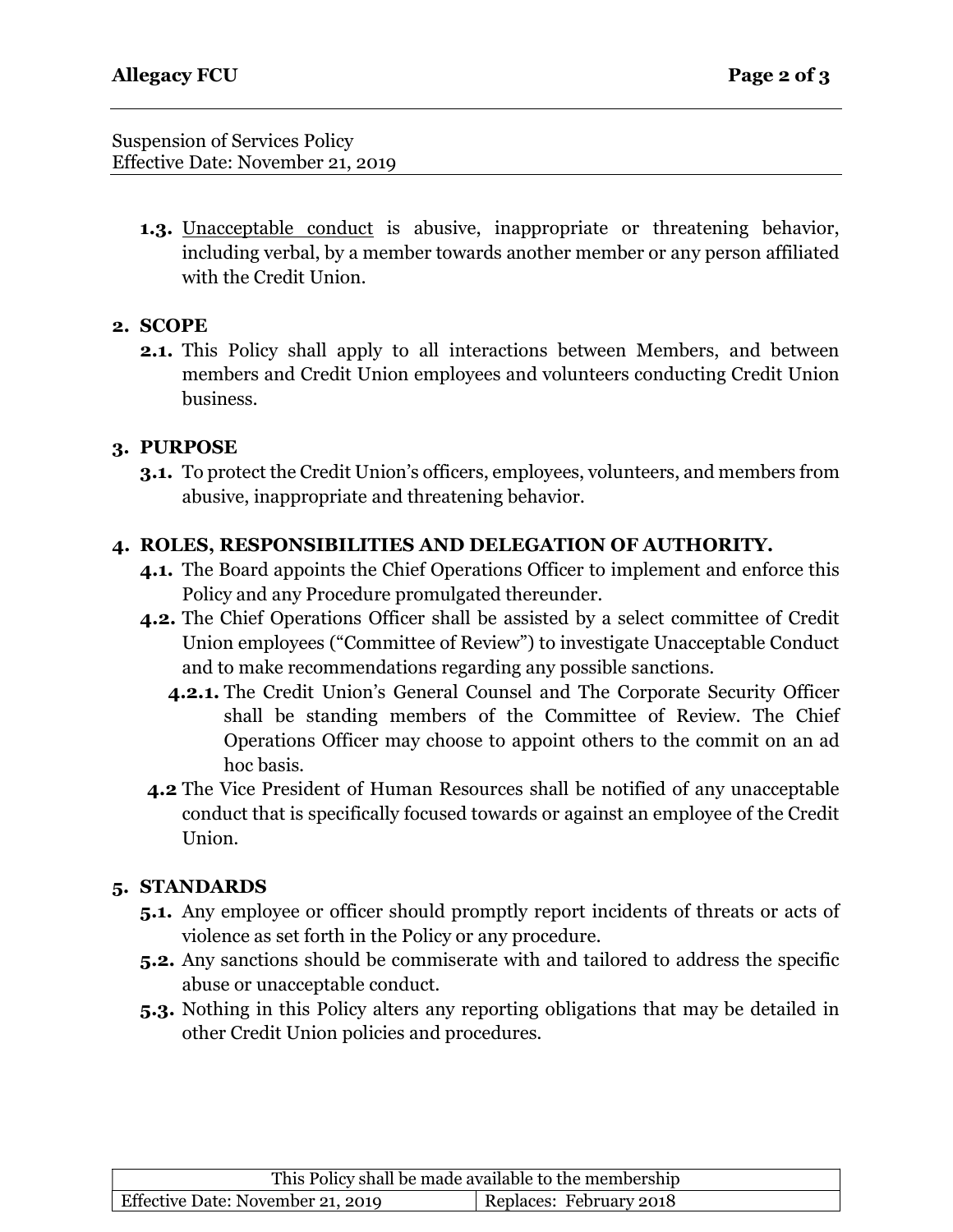Suspension of Services Policy
Effective Date: November 21, 2019

**1.3.** Unacceptable conduct is abusive, inappropriate or threatening behavior, including verbal, by a member towards another member or any person affiliated with the Credit Union.

## 2. SCOPE

**2.1.** This Policy shall apply to all interactions between Members, and between members and Credit Union employees and volunteers conducting Credit Union business.

## 3. PURPOSE

**3.1.** To protect the Credit Union's officers, employees, volunteers, and members from abusive, inappropriate and threatening behavior.

## 4. ROLES, RESPONSIBILITIES AND DELEGATION OF AUTHORITY.

**4.1.** The Board appoints the Chief Operations Officer to implement and enforce this Policy and any Procedure promulgated thereunder.

**4.2.** The Chief Operations Officer shall be assisted by a select committee of Credit Union employees ("Committee of Review") to investigate Unacceptable Conduct and to make recommendations regarding any possible sanctions.

**4.2.1.** The Credit Union's General Counsel and The Corporate Security Officer shall be standing members of the Committee of Review. The Chief Operations Officer may choose to appoint others to the commit on an ad hoc basis.

**4.2** The Vice President of Human Resources shall be notified of any unacceptable conduct that is specifically focused towards or against an employee of the Credit Union.

## 5. STANDARDS

**5.1.** Any employee or officer should promptly report incidents of threats or acts of violence as set forth in the Policy or any procedure.

**5.2.** Any sanctions should be commiserate with and tailored to address the specific abuse or unacceptable conduct.

**5.3.** Nothing in this Policy alters any reporting obligations that may be detailed in other Credit Union policies and procedures.

| This Policy shall be made available to the membership | |
|---|---|
| Effective Date: November 21, 2019 | Replaces: February 2018 |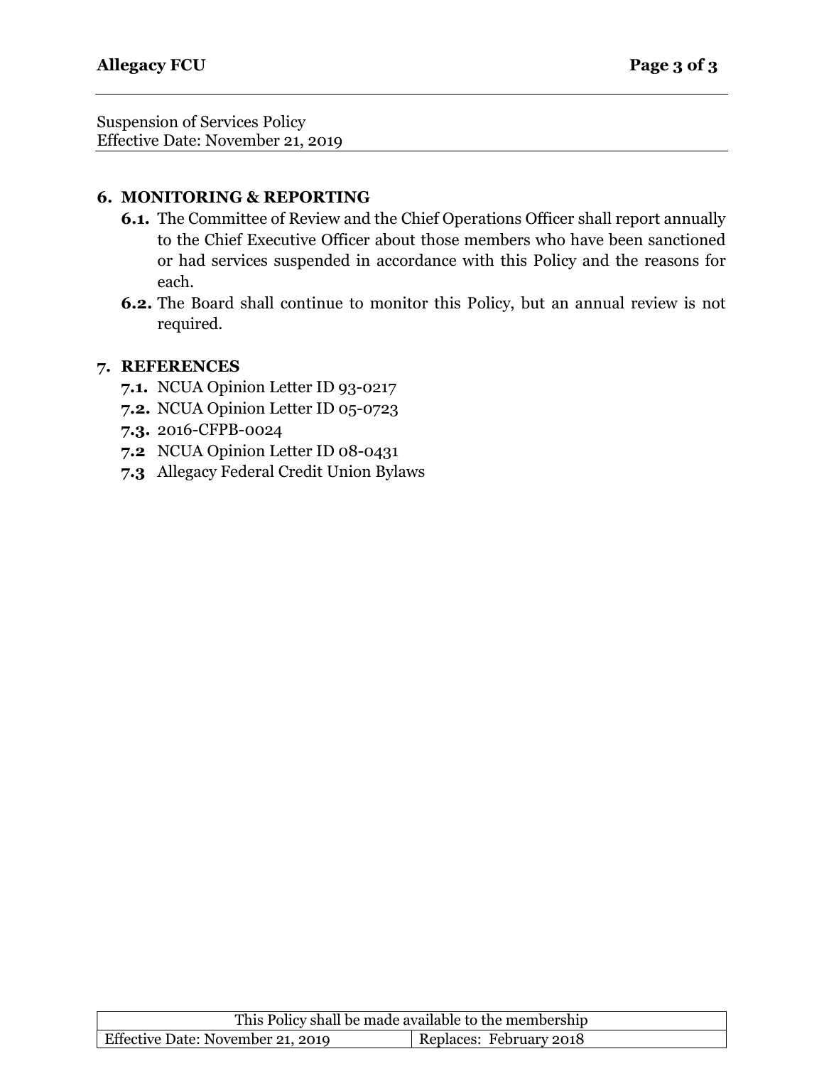## 6. MONITORING & REPORTING

**6.1.** The Committee of Review and the Chief Operations Officer shall report annually to the Chief Executive Officer about those members who have been sanctioned or had services suspended in accordance with this Policy and the reasons for each.

**6.2.** The Board shall continue to monitor this Policy, but an annual review is not required.

## 7. REFERENCES

**7.1.** NCUA Opinion Letter ID 93-0217

**7.2.** NCUA Opinion Letter ID 05-0723

**7.3.** 2016-CFPB-0024

**7.2** NCUA Opinion Letter ID 08-0431

**7.3** Allegacy Federal Credit Union Bylaws

| This Policy shall be made available to the membership | |
|---|---|
| Effective Date: November 21, 2019 | Replaces: February 2018 |